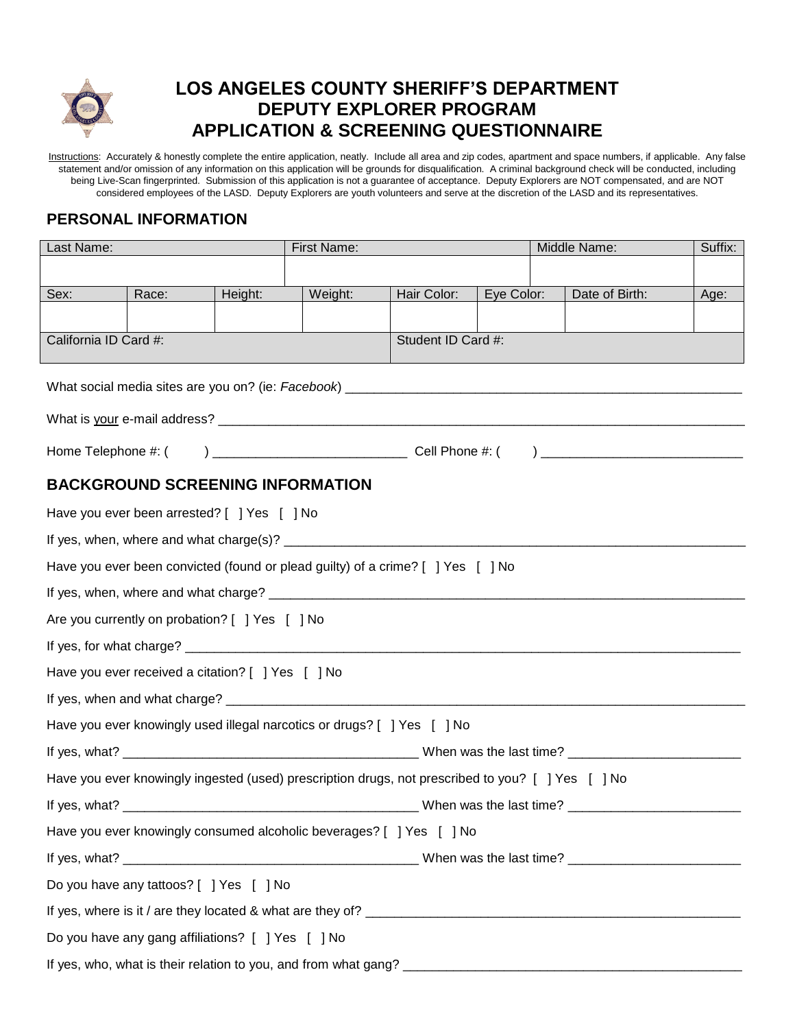# LOS ANGELES COUNTY SHERIFF'S DEPARTMENT
# DEPUTY EXPLORER PROGRAM
# APPLICATION & SCREENING QUESTIONNAIRE

Instructions: Accurately & honestly complete the entire application, neatly. Include all area and zip codes, apartment and space numbers, if applicable. Any false statement and/or omission of any information on this application will be grounds for disqualification. A criminal background check will be conducted, including being Live-Scan fingerprinted. Submission of this application is not a guarantee of acceptance. Deputy Explorers are NOT compensated, and are NOT considered employees of the LASD. Deputy Explorers are youth volunteers and serve at the discretion of the LASD and its representatives.

## PERSONAL INFORMATION

| Last Name: | | | First Name: | | | Middle Name: | | Suffix: |
|---|---|---|---|---|---|---|---|---|
| | | | | | | | | |
| Sex: | Race: | Height: | Weight: | Hair Color: | Eye Color: | | Date of Birth: | Age: |
| | | | | | | | | |
| California ID Card #: | | | | Student ID Card #: | | | | |

What social media sites are you on? (ie: *Facebook*) ________________________________________________

What is your e-mail address? ______________________________________________________________

Home Telephone #: (      ) ________________________ Cell Phone #: (      ) ________________________

## BACKGROUND SCREENING INFORMATION

Have you ever been arrested? [ ] Yes [ ] No

If yes, when, where and what charge(s)? ______________________________________________________

Have you ever been convicted (found or plead guilty) of a crime? [ ] Yes [ ] No

If yes, when, where and what charge? ________________________________________________________

Are you currently on probation? [ ] Yes [ ] No

If yes, for what charge? __________________________________________________________________

Have you ever received a citation? [ ] Yes [ ] No

If yes, when and what charge? _____________________________________________________________

Have you ever knowingly used illegal narcotics or drugs? [ ] Yes [ ] No

If yes, what? ____________________________________ When was the last time? ____________________

Have you ever knowingly ingested (used) prescription drugs, not prescribed to you? [ ] Yes [ ] No

If yes, what? ____________________________________ When was the last time? ____________________

Have you ever knowingly consumed alcoholic beverages? [ ] Yes [ ] No

If yes, what? ____________________________________ When was the last time? ____________________

Do you have any tattoos? [ ] Yes [ ] No

If yes, where is it / are they located & what are they of? _____________________________________________

Do you have any gang affiliations? [ ] Yes [ ] No

If yes, who, what is their relation to you, and from what gang? __________________________________________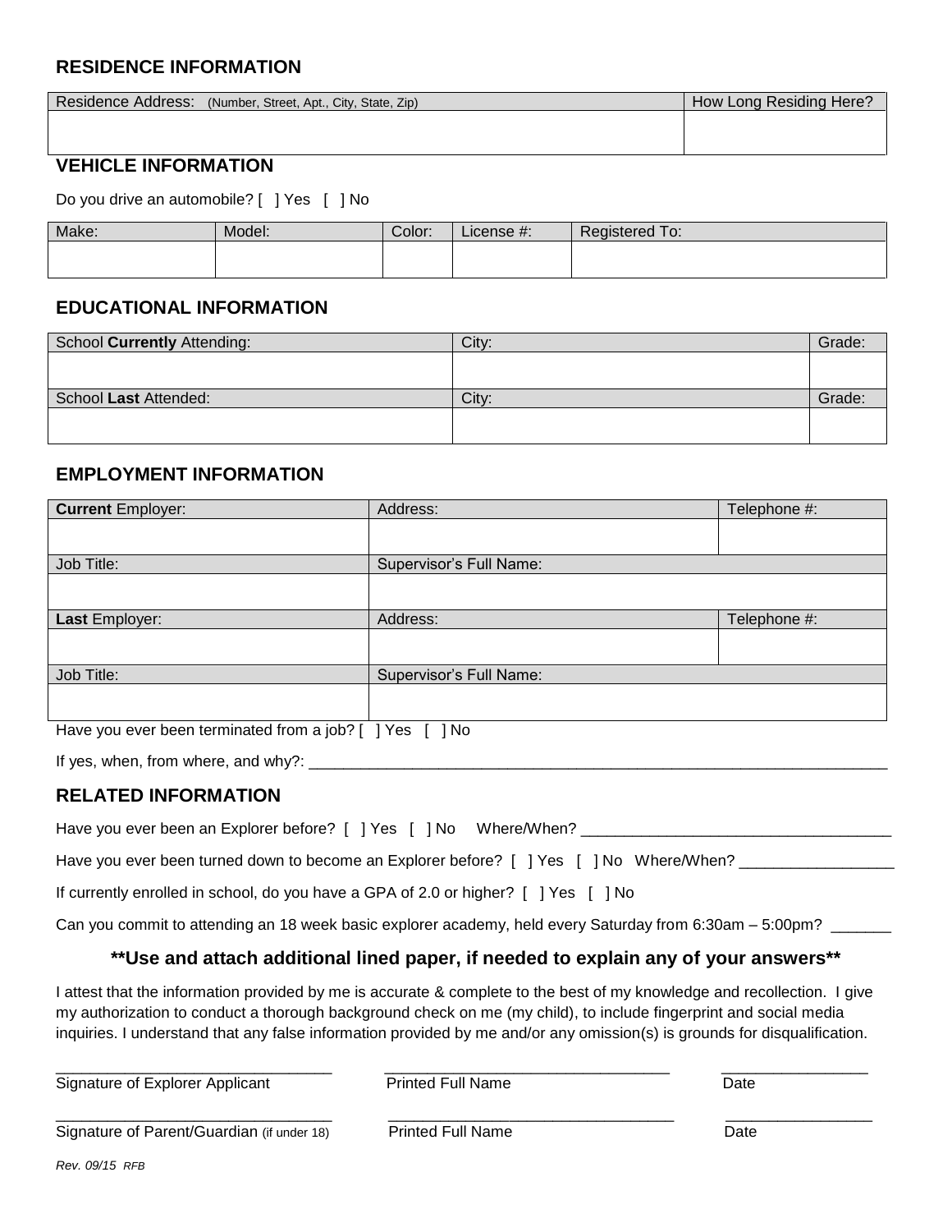## RESIDENCE INFORMATION

| Residence Address: (Number, Street, Apt., City, State, Zip) | How Long Residing Here? |
|---|---|
| | |

## VEHICLE INFORMATION

Do you drive an automobile? [ ] Yes [ ] No

| Make: | Model: | Color: | License #: | Registered To: |
|---|---|---|---|---|
| | | | | |

## EDUCATIONAL INFORMATION

| School **Currently** Attending: | City: | Grade: |
|---|---|---|
| | | |
| School **Last** Attended: | City: | Grade: |
| | | |

## EMPLOYMENT INFORMATION

| **Current** Employer: | Address: | Telephone #: |
|---|---|---|
| | | |
| Job Title: | Supervisor's Full Name: | |
| | | |
| **Last** Employer: | Address: | Telephone #: |
| | | |
| Job Title: | Supervisor's Full Name: | |
| | | |

Have you ever been terminated from a job? [ ] Yes [ ] No

If yes, when, from where, and why?: ___________________________________________________________________

## RELATED INFORMATION

Have you ever been an Explorer before? [ ] Yes [ ] No Where/When? ___________________________________

Have you ever been turned down to become an Explorer before? [ ] Yes [ ] No Where/When? _________________

If currently enrolled in school, do you have a GPA of 2.0 or higher? [ ] Yes [ ] No

Can you commit to attending an 18 week basic explorer academy, held every Saturday from 6:30am – 5:00pm? _______

**\*\*Use and attach additional lined paper, if needed to explain any of your answers\*\***

I attest that the information provided by me is accurate & complete to the best of my knowledge and recollection. I give my authorization to conduct a thorough background check on me (my child), to include fingerprint and social media inquiries. I understand that any false information provided by me and/or any omission(s) is grounds for disqualification.

_________________________________ _________________________________ _________________

Signature of Explorer Applicant Printed Full Name Date

_________________________________ _________________________________ _________________

Signature of Parent/Guardian (if under 18) Printed Full Name Date

*Rev. 09/15 RFB*